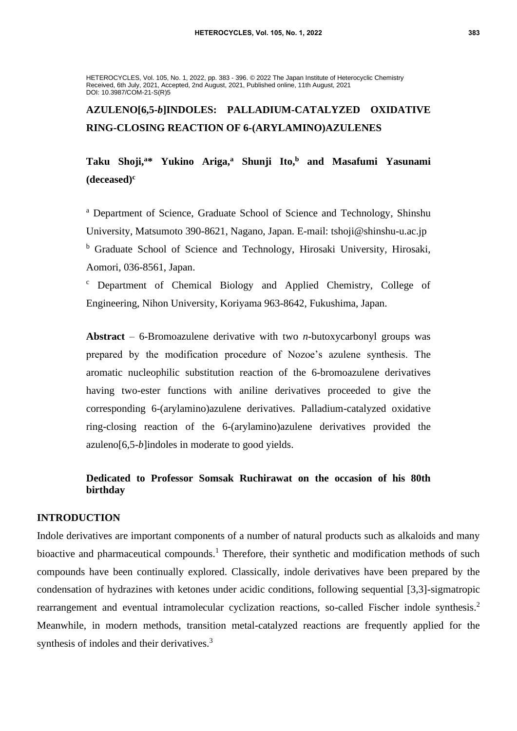HETEROCYCLES, Vol. 105, No. 1, 2022, pp. 383 - 396. © 2022 The Japan Institute of Heterocyclic Chemistry
Received, 6th July, 2021, Accepted, 2nd August, 2021, Published online, 11th August, 2021
DOI: 10.3987/COM-21-S(R)5

# AZULENO[6,5-*b*]INDOLES: PALLADIUM-CATALYZED OXIDATIVE RING-CLOSING REACTION OF 6-(ARYLAMINO)AZULENES

**Taku Shoji,[a]* Yukino Ariga,[a] Shunji Ito,[b] and Masafumi Yasunami (deceased)[c]**

[a] Department of Science, Graduate School of Science and Technology, Shinshu University, Matsumoto 390-8621, Nagano, Japan. E-mail: tshoji@shinshu-u.ac.jp

[b] Graduate School of Science and Technology, Hirosaki University, Hirosaki, Aomori, 036-8561, Japan.

[c] Department of Chemical Biology and Applied Chemistry, College of Engineering, Nihon University, Koriyama 963-8642, Fukushima, Japan.

**Abstract** – 6-Bromoazulene derivative with two *n*-butoxycarbonyl groups was prepared by the modification procedure of Nozoe's azulene synthesis. The aromatic nucleophilic substitution reaction of the 6-bromoazulene derivatives having two-ester functions with aniline derivatives proceeded to give the corresponding 6-(arylamino)azulene derivatives. Palladium-catalyzed oxidative ring-closing reaction of the 6-(arylamino)azulene derivatives provided the azuleno[6,5-*b*]indoles in moderate to good yields.

**Dedicated to Professor Somsak Ruchirawat on the occasion of his 80th birthday**

## INTRODUCTION

Indole derivatives are important components of a number of natural products such as alkaloids and many bioactive and pharmaceutical compounds.[1] Therefore, their synthetic and modification methods of such compounds have been continually explored. Classically, indole derivatives have been prepared by the condensation of hydrazines with ketones under acidic conditions, following sequential [3,3]-sigmatropic rearrangement and eventual intramolecular cyclization reactions, so-called Fischer indole synthesis.[2] Meanwhile, in modern methods, transition metal-catalyzed reactions are frequently applied for the synthesis of indoles and their derivatives.[3]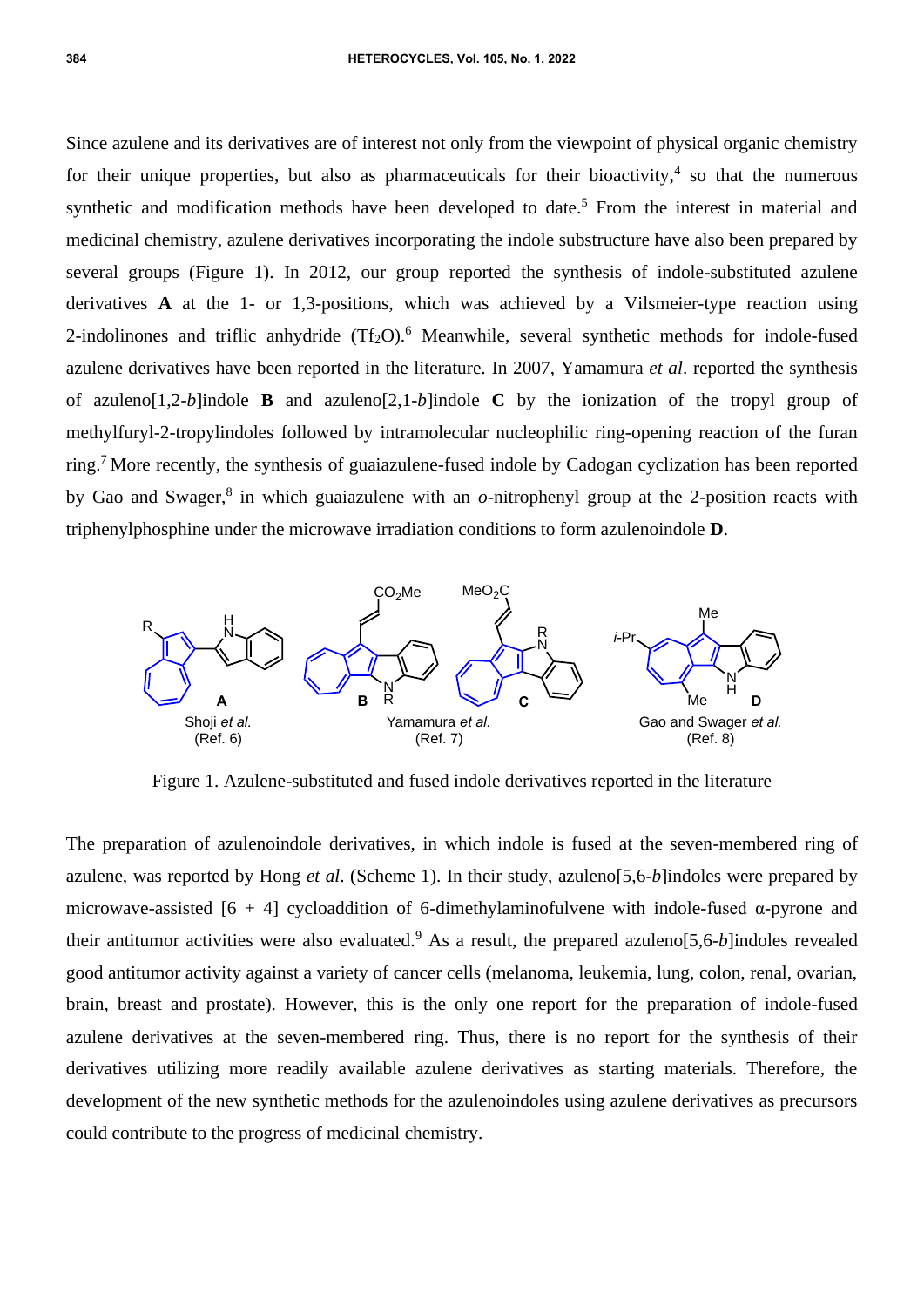Since azulene and its derivatives are of interest not only from the viewpoint of physical organic chemistry for their unique properties, but also as pharmaceuticals for their bioactivity,[4] so that the numerous synthetic and modification methods have been developed to date.[5] From the interest in material and medicinal chemistry, azulene derivatives incorporating the indole substructure have also been prepared by several groups (Figure 1). In 2012, our group reported the synthesis of indole-substituted azulene derivatives **A** at the 1- or 1,3-positions, which was achieved by a Vilsmeier-type reaction using 2-indolinones and triflic anhydride ($Tf_2O$).[6] Meanwhile, several synthetic methods for indole-fused azulene derivatives have been reported in the literature. In 2007, Yamamura *et al*. reported the synthesis of azuleno[1,2-*b*]indole **B** and azuleno[2,1-*b*]indole **C** by the ionization of the tropyl group of methylfuryl-2-tropylindoles followed by intramolecular nucleophilic ring-opening reaction of the furan ring.[7] More recently, the synthesis of guaiazulene-fused indole by Cadogan cyclization has been reported by Gao and Swager,[8] in which guaiazulene with an *o*-nitrophenyl group at the 2-position reacts with triphenylphosphine under the microwave irradiation conditions to form azulenoindole **D**.

Shoji *et al.* (Ref. 6) — **A**; Yamamura *et al.* (Ref. 7) — **B**, **C**; Gao and Swager *et al.* (Ref. 8) — **D**

Figure 1. Azulene-substituted and fused indole derivatives reported in the literature

The preparation of azulenoindole derivatives, in which indole is fused at the seven-membered ring of azulene, was reported by Hong *et al*. (Scheme 1). In their study, azuleno[5,6-*b*]indoles were prepared by microwave-assisted [6 + 4] cycloaddition of 6-dimethylaminofulvene with indole-fused α-pyrone and their antitumor activities were also evaluated.[9] As a result, the prepared azuleno[5,6-*b*]indoles revealed good antitumor activity against a variety of cancer cells (melanoma, leukemia, lung, colon, renal, ovarian, brain, breast and prostate). However, this is the only one report for the preparation of indole-fused azulene derivatives at the seven-membered ring. Thus, there is no report for the synthesis of their derivatives utilizing more readily available azulene derivatives as starting materials. Therefore, the development of the new synthetic methods for the azulenoindoles using azulene derivatives as precursors could contribute to the progress of medicinal chemistry.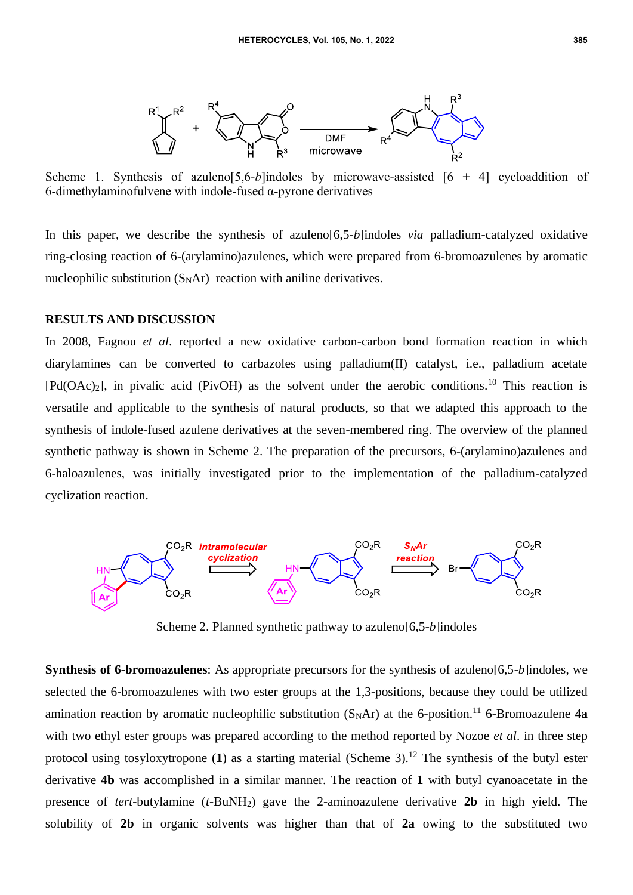Scheme 1. Synthesis of azuleno[5,6-*b*]indoles by microwave-assisted [6 + 4] cycloaddition of 6-dimethylaminofulvene with indole-fused α-pyrone derivatives

In this paper, we describe the synthesis of azuleno[6,5-*b*]indoles *via* palladium-catalyzed oxidative ring-closing reaction of 6-(arylamino)azulenes, which were prepared from 6-bromoazulenes by aromatic nucleophilic substitution ($S_NAr$) reaction with aniline derivatives.

## RESULTS AND DISCUSSION

In 2008, Fagnou *et al*. reported a new oxidative carbon-carbon bond formation reaction in which diarylamines can be converted to carbazoles using palladium(II) catalyst, i.e., palladium acetate [$Pd(OAc)_2$], in pivalic acid (PivOH) as the solvent under the aerobic conditions.[10] This reaction is versatile and applicable to the synthesis of natural products, so that we adapted this approach to the synthesis of indole-fused azulene derivatives at the seven-membered ring. The overview of the planned synthetic pathway is shown in Scheme 2. The preparation of the precursors, 6-(arylamino)azulenes and 6-haloazulenes, was initially investigated prior to the implementation of the palladium-catalyzed cyclization reaction.

Scheme 2. Planned synthetic pathway to azuleno[6,5-*b*]indoles

**Synthesis of 6-bromoazulenes**: As appropriate precursors for the synthesis of azuleno[6,5-*b*]indoles, we selected the 6-bromoazulenes with two ester groups at the 1,3-positions, because they could be utilized amination reaction by aromatic nucleophilic substitution ($S_NAr$) at the 6-position.[11] 6-Bromoazulene **4a** with two ethyl ester groups was prepared according to the method reported by Nozoe *et al*. in three step protocol using tosyloxytropone (**1**) as a starting material (Scheme 3).[12] The synthesis of the butyl ester derivative **4b** was accomplished in a similar manner. The reaction of **1** with butyl cyanoacetate in the presence of *tert*-butylamine (*t*-$BuNH_2$) gave the 2-aminoazulene derivative **2b** in high yield. The solubility of **2b** in organic solvents was higher than that of **2a** owing to the substituted two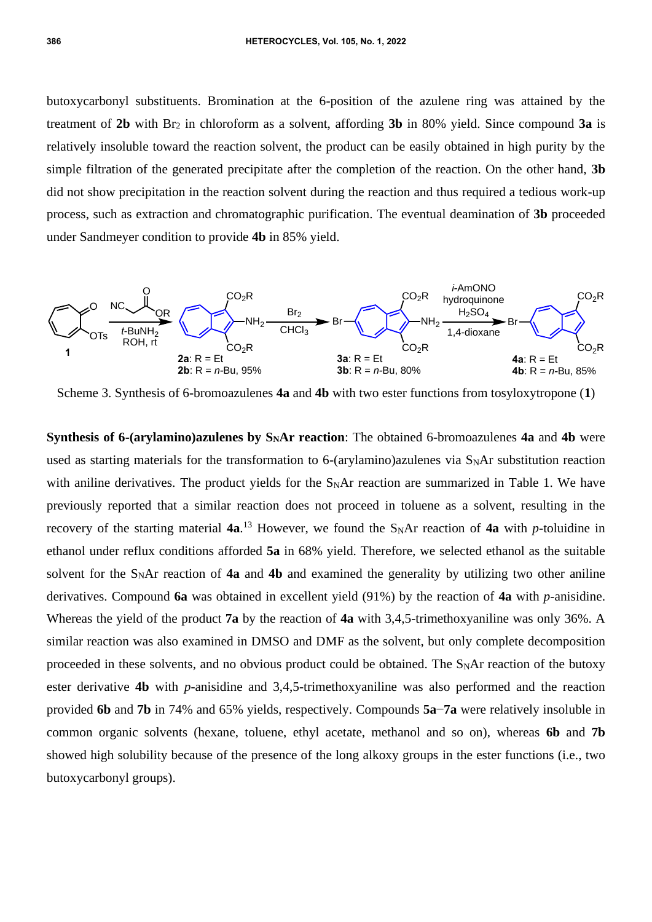butoxycarbonyl substituents. Bromination at the 6-position of the azulene ring was attained by the treatment of **2b** with $Br_2$ in chloroform as a solvent, affording **3b** in 80% yield. Since compound **3a** is relatively insoluble toward the reaction solvent, the product can be easily obtained in high purity by the simple filtration of the generated precipitate after the completion of the reaction. On the other hand, **3b** did not show precipitation in the reaction solvent during the reaction and thus required a tedious work-up process, such as extraction and chromatographic purification. The eventual deamination of **3b** proceeded under Sandmeyer condition to provide **4b** in 85% yield.

Scheme 3. Synthesis of 6-bromoazulenes **4a** and **4b** with two ester functions from tosyloxytropone (**1**)

**Synthesis of 6-(arylamino)azulenes by $S_NAr$ reaction**: The obtained 6-bromoazulenes **4a** and **4b** were used as starting materials for the transformation to 6-(arylamino)azulenes via $S_NAr$ substitution reaction with aniline derivatives. The product yields for the $S_NAr$ reaction are summarized in Table 1. We have previously reported that a similar reaction does not proceed in toluene as a solvent, resulting in the recovery of the starting material **4a**.[13] However, we found the $S_NAr$ reaction of **4a** with *p*-toluidine in ethanol under reflux conditions afforded **5a** in 68% yield. Therefore, we selected ethanol as the suitable solvent for the $S_NAr$ reaction of **4a** and **4b** and examined the generality by utilizing two other aniline derivatives. Compound **6a** was obtained in excellent yield (91%) by the reaction of **4a** with *p*-anisidine. Whereas the yield of the product **7a** by the reaction of **4a** with 3,4,5-trimethoxyaniline was only 36%. A similar reaction was also examined in DMSO and DMF as the solvent, but only complete decomposition proceeded in these solvents, and no obvious product could be obtained. The $S_NAr$ reaction of the butoxy ester derivative **4b** with *p*-anisidine and 3,4,5-trimethoxyaniline was also performed and the reaction provided **6b** and **7b** in 74% and 65% yields, respectively. Compounds **5a**–**7a** were relatively insoluble in common organic solvents (hexane, toluene, ethyl acetate, methanol and so on), whereas **6b** and **7b** showed high solubility because of the presence of the long alkoxy groups in the ester functions (i.e., two butoxycarbonyl groups).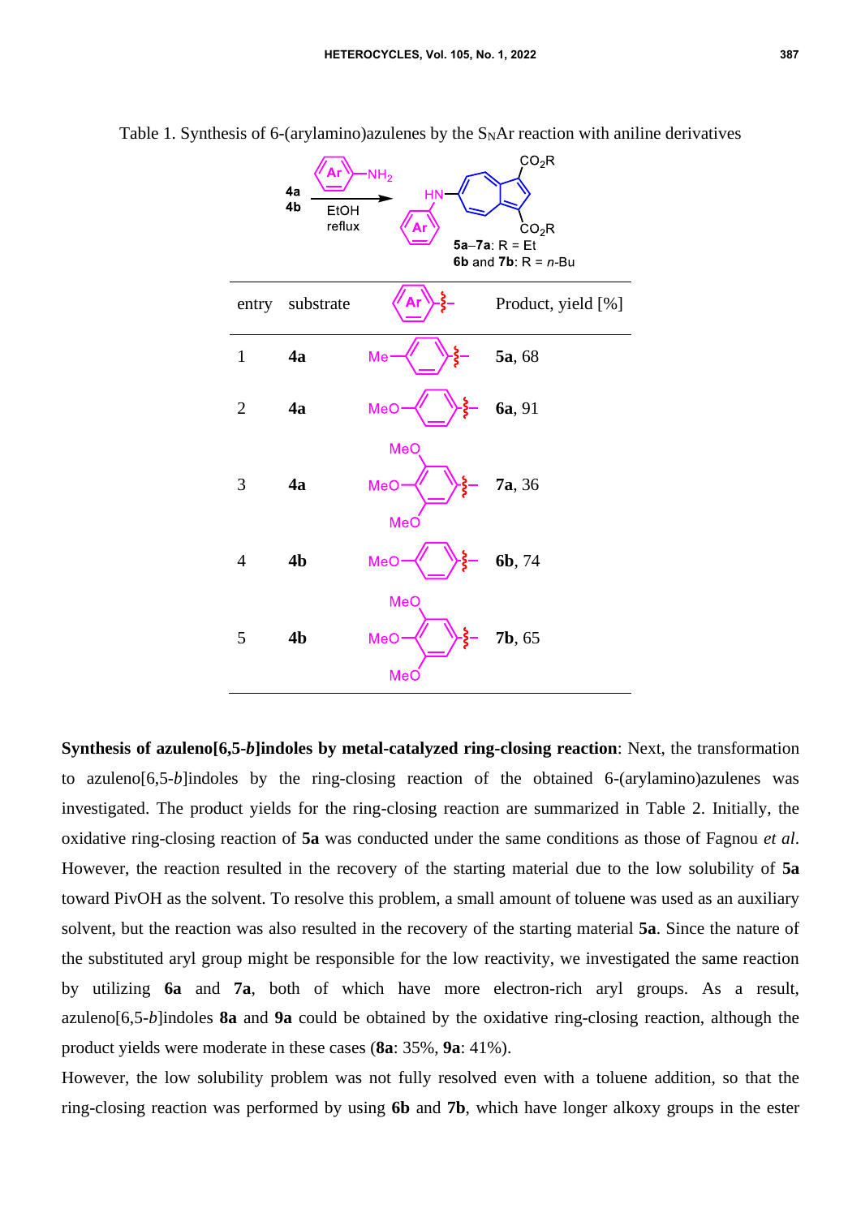Table 1. Synthesis of 6-(arylamino)azulenes by the $S_NAr$ reaction with aniline derivatives

**4a**, **4b** → Ar–$NH_2$, EtOH, reflux → 6-(arylamino)azulene ($CO_2R$); **5a**–**7a**: R = Et; **6b** and **7b**: R = *n*-Bu

| entry | substrate | Ar | Product, yield [%] |
|---|---|---|---|
| 1 | **4a** | 4-Me-$C_6H_4$ | **5a**, 68 |
| 2 | **4a** | 4-MeO-$C_6H_4$ | **6a**, 91 |
| 3 | **4a** | 3,4,5-(MeO)$_3$-$C_6H_2$ | **7a**, 36 |
| 4 | **4b** | 4-MeO-$C_6H_4$ | **6b**, 74 |
| 5 | **4b** | 3,4,5-(MeO)$_3$-$C_6H_2$ | **7b**, 65 |

**Synthesis of azuleno[6,5-*b*]indoles by metal-catalyzed ring-closing reaction**: Next, the transformation to azuleno[6,5-*b*]indoles by the ring-closing reaction of the obtained 6-(arylamino)azulenes was investigated. The product yields for the ring-closing reaction are summarized in Table 2. Initially, the oxidative ring-closing reaction of **5a** was conducted under the same conditions as those of Fagnou *et al*. However, the reaction resulted in the recovery of the starting material due to the low solubility of **5a** toward PivOH as the solvent. To resolve this problem, a small amount of toluene was used as an auxiliary solvent, but the reaction was also resulted in the recovery of the starting material **5a**. Since the nature of the substituted aryl group might be responsible for the low reactivity, we investigated the same reaction by utilizing **6a** and **7a**, both of which have more electron-rich aryl groups. As a result, azuleno[6,5-*b*]indoles **8a** and **9a** could be obtained by the oxidative ring-closing reaction, although the product yields were moderate in these cases (**8a**: 35%, **9a**: 41%).

However, the low solubility problem was not fully resolved even with a toluene addition, so that the ring-closing reaction was performed by using **6b** and **7b**, which have longer alkoxy groups in the ester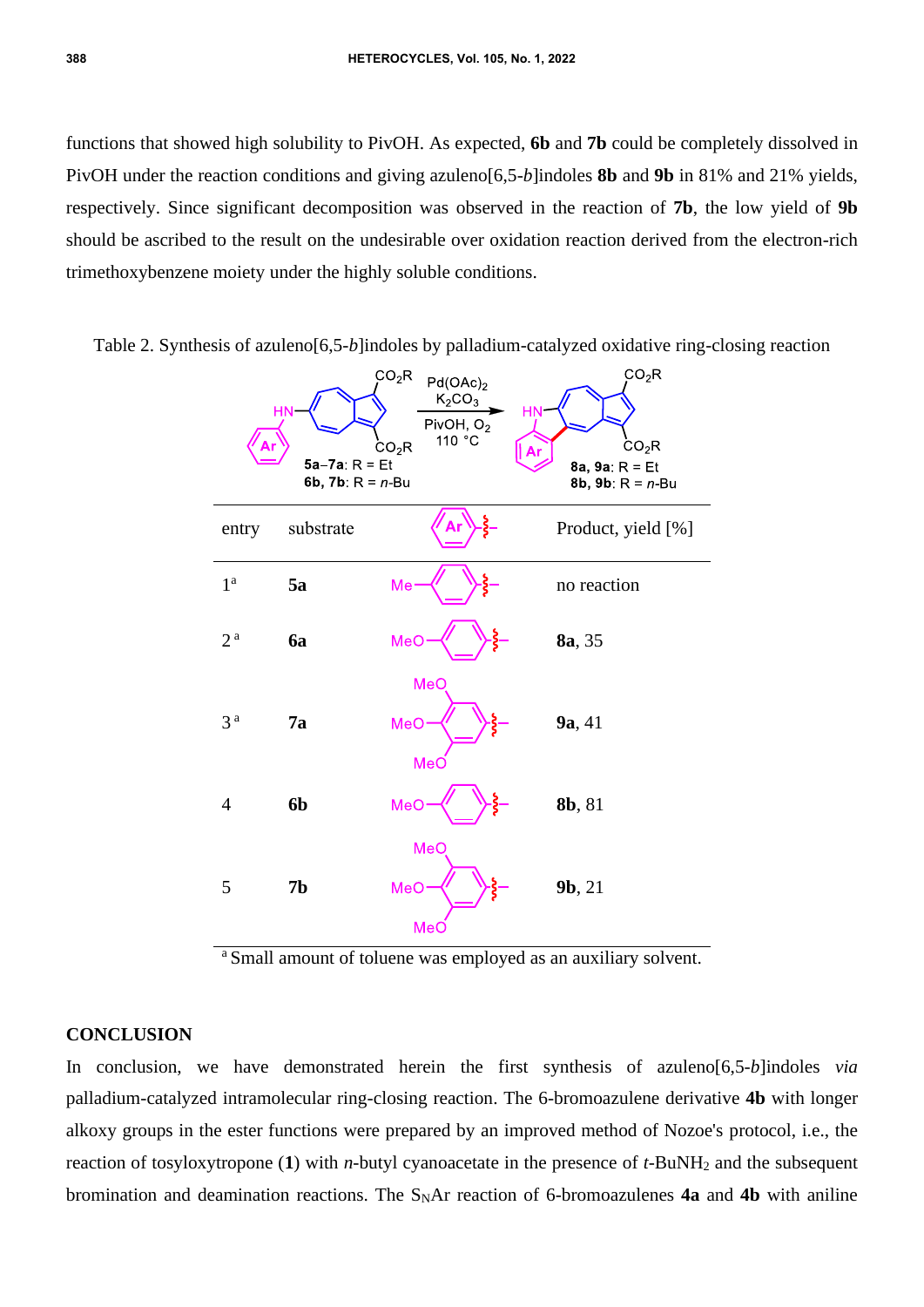functions that showed high solubility to PivOH. As expected, **6b** and **7b** could be completely dissolved in PivOH under the reaction conditions and giving azuleno[6,5-*b*]indoles **8b** and **9b** in 81% and 21% yields, respectively. Since significant decomposition was observed in the reaction of **7b**, the low yield of **9b** should be ascribed to the result on the undesirable over oxidation reaction derived from the electron-rich trimethoxybenzene moiety under the highly soluble conditions.

Table 2. Synthesis of azuleno[6,5-*b*]indoles by palladium-catalyzed oxidative ring-closing reaction

**5a**–**7a**: R = Et; **6b**, **7b**: R = *n*-Bu → $Pd(OAc)_2$, $K_2CO_3$, PivOH, $O_2$, 110 °C → **8a**, **9a**: R = Et; **8b**, **9b**: R = *n*-Bu

| entry | substrate | Ar | Product, yield [%] |
|---|---|---|---|
| 1[a] | **5a** | 4-Me-C$_6$H$_4$ | no reaction |
| 2[a] | **6a** | 4-MeO-C$_6$H$_4$ | **8a**, 35 |
| 3[a] | **7a** | 3,4,5-(MeO)$_3$-C$_6$H$_2$ | **9a**, 41 |
| 4 | **6b** | 4-MeO-C$_6$H$_4$ | **8b**, 81 |
| 5 | **7b** | 3,4,5-(MeO)$_3$-C$_6$H$_2$ | **9b**, 21 |

[a] Small amount of toluene was employed as an auxiliary solvent.

## CONCLUSION

In conclusion, we have demonstrated herein the first synthesis of azuleno[6,5-*b*]indoles *via* palladium-catalyzed intramolecular ring-closing reaction. The 6-bromoazulene derivative **4b** with longer alkoxy groups in the ester functions were prepared by an improved method of Nozoe's protocol, i.e., the reaction of tosyloxytropone (**1**) with *n*-butyl cyanoacetate in the presence of *t*-BuNH$_2$ and the subsequent bromination and deamination reactions. The S$_N$Ar reaction of 6-bromoazulenes **4a** and **4b** with aniline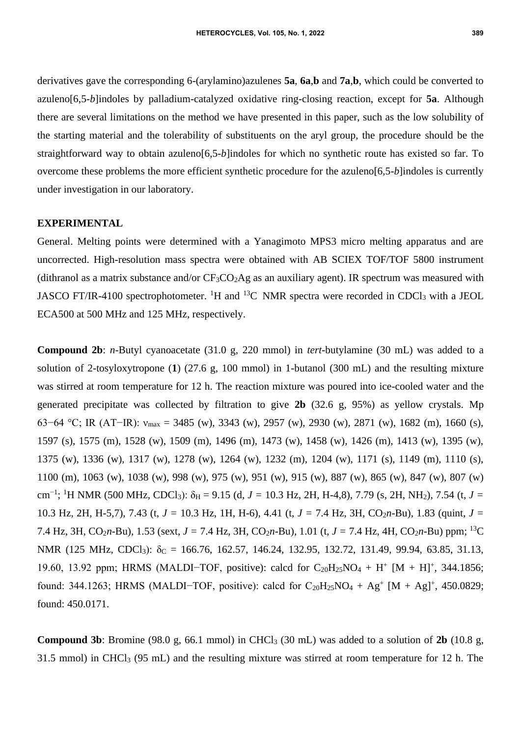derivatives gave the corresponding 6-(arylamino)azulenes **5a**, **6a**,**b** and **7a**,**b**, which could be converted to azuleno[6,5-*b*]indoles by palladium-catalyzed oxidative ring-closing reaction, except for **5a**. Although there are several limitations on the method we have presented in this paper, such as the low solubility of the starting material and the tolerability of substituents on the aryl group, the procedure should be the straightforward way to obtain azuleno[6,5-*b*]indoles for which no synthetic route has existed so far. To overcome these problems the more efficient synthetic procedure for the azuleno[6,5-*b*]indoles is currently under investigation in our laboratory.

## EXPERIMENTAL

General. Melting points were determined with a Yanagimoto MPS3 micro melting apparatus and are uncorrected. High-resolution mass spectra were obtained with AB SCIEX TOF/TOF 5800 instrument (dithranol as a matrix substance and/or $CF_3CO_2Ag$ as an auxiliary agent). IR spectrum was measured with JASCO FT/IR-4100 spectrophotometer. $^{1}$H and $^{13}$C NMR spectra were recorded in $CDCl_3$ with a JEOL ECA500 at 500 MHz and 125 MHz, respectively.

**Compound 2b**: *n*-Butyl cyanoacetate (31.0 g, 220 mmol) in *tert*-butylamine (30 mL) was added to a solution of 2-tosyloxytropone (**1**) (27.6 g, 100 mmol) in 1-butanol (300 mL) and the resulting mixture was stirred at room temperature for 12 h. The reaction mixture was poured into ice-cooled water and the generated precipitate was collected by filtration to give **2b** (32.6 g, 95%) as yellow crystals. Mp 63−64 °C; IR (AT−IR): $\nu_{max}$ = 3485 (w), 3343 (w), 2957 (w), 2930 (w), 2871 (w), 1682 (m), 1660 (s), 1597 (s), 1575 (m), 1528 (w), 1509 (m), 1496 (m), 1473 (w), 1458 (w), 1426 (m), 1413 (w), 1395 (w), 1375 (w), 1336 (w), 1317 (w), 1278 (w), 1264 (w), 1232 (m), 1204 (w), 1171 (s), 1149 (m), 1110 (s), 1100 (m), 1063 (w), 1038 (w), 998 (w), 975 (w), 951 (w), 915 (w), 887 (w), 865 (w), 847 (w), 807 (w) cm$^{-1}$; $^{1}$H NMR (500 MHz, $CDCl_3$): $\delta_H$ = 9.15 (d, *J* = 10.3 Hz, 2H, H-4,8), 7.79 (s, 2H, $NH_2$), 7.54 (t, *J* = 10.3 Hz, 2H, H-5,7), 7.43 (t, *J* = 10.3 Hz, 1H, H-6), 4.41 (t, *J* = 7.4 Hz, 3H, $CO_2$*n*-Bu), 1.83 (quint, *J* = 7.4 Hz, 3H, $CO_2$*n*-Bu), 1.53 (sext, *J* = 7.4 Hz, 3H, $CO_2$*n*-Bu), 1.01 (t, *J* = 7.4 Hz, 4H, $CO_2$*n*-Bu) ppm; $^{13}$C NMR (125 MHz, $CDCl_3$): $\delta_C$ = 166.76, 162.57, 146.24, 132.95, 132.72, 131.49, 99.94, 63.85, 31.13, 19.60, 13.92 ppm; HRMS (MALDI−TOF, positive): calcd for $C_{20}H_{25}NO_4$ + $H^+$ $[M + H]^+$, 344.1856; found: 344.1263; HRMS (MALDI−TOF, positive): calcd for $C_{20}H_{25}NO_4$ + $Ag^+$ $[M + Ag]^+$, 450.0829; found: 450.0171.

**Compound 3b**: Bromine (98.0 g, 66.1 mmol) in $CHCl_3$ (30 mL) was added to a solution of **2b** (10.8 g, 31.5 mmol) in $CHCl_3$ (95 mL) and the resulting mixture was stirred at room temperature for 12 h. The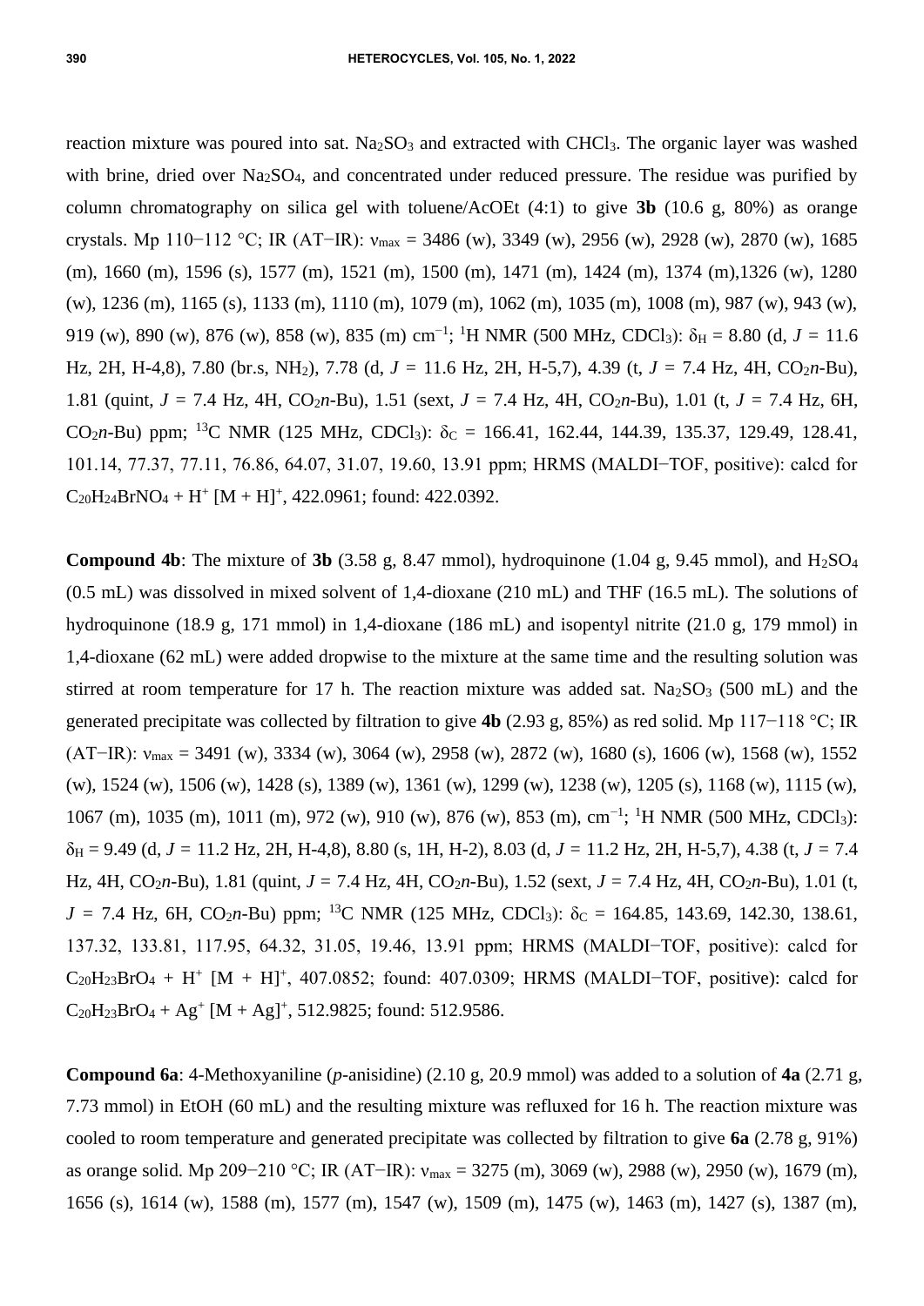reaction mixture was poured into sat. $Na_2SO_3$ and extracted with $CHCl_3$. The organic layer was washed with brine, dried over $Na_2SO_4$, and concentrated under reduced pressure. The residue was purified by column chromatography on silica gel with toluene/AcOEt (4:1) to give **3b** (10.6 g, 80%) as orange crystals. Mp 110−112 °C; IR (AT−IR): $\nu_{max}$ = 3486 (w), 3349 (w), 2956 (w), 2928 (w), 2870 (w), 1685 (m), 1660 (m), 1596 (s), 1577 (m), 1521 (m), 1500 (m), 1471 (m), 1424 (m), 1374 (m),1326 (w), 1280 (w), 1236 (m), 1165 (s), 1133 (m), 1110 (m), 1079 (m), 1062 (m), 1035 (m), 1008 (m), 987 (w), 943 (w), 919 (w), 890 (w), 876 (w), 858 (w), 835 (m) $cm^{-1}$; $^1H$ NMR (500 MHz, $CDCl_3$): $\delta_H$ = 8.80 (d, $J$ = 11.6 Hz, 2H, H-4,8), 7.80 (br.s, $NH_2$), 7.78 (d, $J$ = 11.6 Hz, 2H, H-5,7), 4.39 (t, $J$ = 7.4 Hz, 4H, $CO_2$*n*-Bu), 1.81 (quint, $J$ = 7.4 Hz, 4H, $CO_2$*n*-Bu), 1.51 (sext, $J$ = 7.4 Hz, 4H, $CO_2$*n*-Bu), 1.01 (t, $J$ = 7.4 Hz, 6H, $CO_2$*n*-Bu) ppm; $^{13}C$ NMR (125 MHz, $CDCl_3$): $\delta_C$ = 166.41, 162.44, 144.39, 135.37, 129.49, 128.41, 101.14, 77.37, 77.11, 76.86, 64.07, 31.07, 19.60, 13.91 ppm; HRMS (MALDI−TOF, positive): calcd for $C_{20}H_{24}BrNO_4 + H^+$ $[M + H]^+$, 422.0961; found: 422.0392.

**Compound 4b**: The mixture of **3b** (3.58 g, 8.47 mmol), hydroquinone (1.04 g, 9.45 mmol), and $H_2SO_4$ (0.5 mL) was dissolved in mixed solvent of 1,4-dioxane (210 mL) and THF (16.5 mL). The solutions of hydroquinone (18.9 g, 171 mmol) in 1,4-dioxane (186 mL) and isopentyl nitrite (21.0 g, 179 mmol) in 1,4-dioxane (62 mL) were added dropwise to the mixture at the same time and the resulting solution was stirred at room temperature for 17 h. The reaction mixture was added sat. $Na_2SO_3$ (500 mL) and the generated precipitate was collected by filtration to give **4b** (2.93 g, 85%) as red solid. Mp 117−118 °C; IR (AT−IR): $\nu_{max}$ = 3491 (w), 3334 (w), 3064 (w), 2958 (w), 2872 (w), 1680 (s), 1606 (w), 1568 (w), 1552 (w), 1524 (w), 1506 (w), 1428 (s), 1389 (w), 1361 (w), 1299 (w), 1238 (w), 1205 (s), 1168 (w), 1115 (w), 1067 (m), 1035 (m), 1011 (m), 972 (w), 910 (w), 876 (w), 853 (m), $cm^{-1}$; $^1H$ NMR (500 MHz, $CDCl_3$): $\delta_H$ = 9.49 (d, $J$ = 11.2 Hz, 2H, H-4,8), 8.80 (s, 1H, H-2), 8.03 (d, $J$ = 11.2 Hz, 2H, H-5,7), 4.38 (t, $J$ = 7.4 Hz, 4H, $CO_2$*n*-Bu), 1.81 (quint, $J$ = 7.4 Hz, 4H, $CO_2$*n*-Bu), 1.52 (sext, $J$ = 7.4 Hz, 4H, $CO_2$*n*-Bu), 1.01 (t, $J$ = 7.4 Hz, 6H, $CO_2$*n*-Bu) ppm; $^{13}C$ NMR (125 MHz, $CDCl_3$): $\delta_C$ = 164.85, 143.69, 142.30, 138.61, 137.32, 133.81, 117.95, 64.32, 31.05, 19.46, 13.91 ppm; HRMS (MALDI−TOF, positive): calcd for $C_{20}H_{23}BrO_4 + H^+$ $[M + H]^+$, 407.0852; found: 407.0309; HRMS (MALDI−TOF, positive): calcd for $C_{20}H_{23}BrO_4 + Ag^+$ $[M + Ag]^+$, 512.9825; found: 512.9586.

**Compound 6a**: 4-Methoxyaniline (*p*-anisidine) (2.10 g, 20.9 mmol) was added to a solution of **4a** (2.71 g, 7.73 mmol) in EtOH (60 mL) and the resulting mixture was refluxed for 16 h. The reaction mixture was cooled to room temperature and generated precipitate was collected by filtration to give **6a** (2.78 g, 91%) as orange solid. Mp 209−210 °C; IR (AT−IR): $\nu_{max}$ = 3275 (m), 3069 (w), 2988 (w), 2950 (w), 1679 (m), 1656 (s), 1614 (w), 1588 (m), 1577 (m), 1547 (w), 1509 (m), 1475 (w), 1463 (m), 1427 (s), 1387 (m),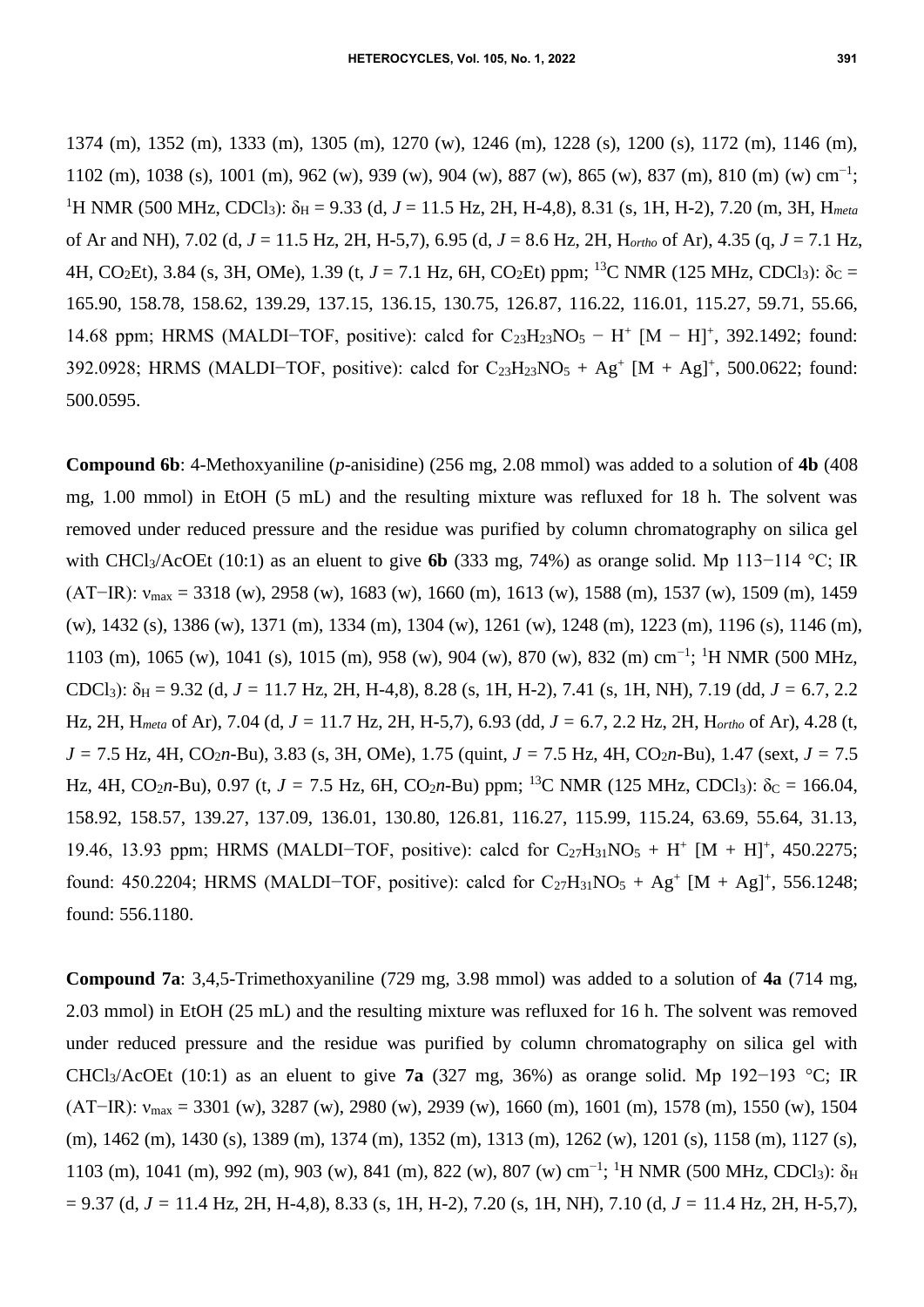1374 (m), 1352 (m), 1333 (m), 1305 (m), 1270 (w), 1246 (m), 1228 (s), 1200 (s), 1172 (m), 1146 (m), 1102 (m), 1038 (s), 1001 (m), 962 (w), 939 (w), 904 (w), 887 (w), 865 (w), 837 (m), 810 (m) (w) $cm^{-1}$; $^{1}$H NMR (500 MHz, $CDCl_3$): $\delta_H$ = 9.33 (d, *J* = 11.5 Hz, 2H, H-4,8), 8.31 (s, 1H, H-2), 7.20 (m, 3H, H*meta* of Ar and NH), 7.02 (d, *J* = 11.5 Hz, 2H, H-5,7), 6.95 (d, *J* = 8.6 Hz, 2H, H*ortho* of Ar), 4.35 (q, *J* = 7.1 Hz, 4H, $CO_2Et$), 3.84 (s, 3H, OMe), 1.39 (t, *J* = 7.1 Hz, 6H, $CO_2Et$) ppm; $^{13}$C NMR (125 MHz, $CDCl_3$): $\delta_C$ = 165.90, 158.78, 158.62, 139.29, 137.15, 136.15, 130.75, 126.87, 116.22, 116.01, 115.27, 59.71, 55.66, 14.68 ppm; HRMS (MALDI−TOF, positive): calcd for $C_{23}H_{23}NO_5 - H^+$ $[M - H]^+$, 392.1492; found: 392.0928; HRMS (MALDI−TOF, positive): calcd for $C_{23}H_{23}NO_5 + Ag^+$ $[M + Ag]^+$, 500.0622; found: 500.0595.

**Compound 6b**: 4-Methoxyaniline (*p*-anisidine) (256 mg, 2.08 mmol) was added to a solution of **4b** (408 mg, 1.00 mmol) in EtOH (5 mL) and the resulting mixture was refluxed for 18 h. The solvent was removed under reduced pressure and the residue was purified by column chromatography on silica gel with $CHCl_3$/AcOEt (10:1) as an eluent to give **6b** (333 mg, 74%) as orange solid. Mp 113−114 °C; IR (AT−IR): $\nu_{max}$ = 3318 (w), 2958 (w), 1683 (w), 1660 (m), 1613 (w), 1588 (m), 1537 (w), 1509 (m), 1459 (w), 1432 (s), 1386 (w), 1371 (m), 1334 (m), 1304 (w), 1261 (w), 1248 (m), 1223 (m), 1196 (s), 1146 (m), 1103 (m), 1065 (w), 1041 (s), 1015 (m), 958 (w), 904 (w), 870 (w), 832 (m) $cm^{-1}$; $^{1}$H NMR (500 MHz, $CDCl_3$): $\delta_H$ = 9.32 (d, *J* = 11.7 Hz, 2H, H-4,8), 8.28 (s, 1H, H-2), 7.41 (s, 1H, NH), 7.19 (dd, *J* = 6.7, 2.2 Hz, 2H, H*meta* of Ar), 7.04 (d, *J* = 11.7 Hz, 2H, H-5,7), 6.93 (dd, *J* = 6.7, 2.2 Hz, 2H, H*ortho* of Ar), 4.28 (t, *J* = 7.5 Hz, 4H, $CO_2$*n*-Bu), 3.83 (s, 3H, OMe), 1.75 (quint, *J* = 7.5 Hz, 4H, $CO_2$*n*-Bu), 1.47 (sext, *J* = 7.5 Hz, 4H, $CO_2$*n*-Bu), 0.97 (t, *J* = 7.5 Hz, 6H, $CO_2$*n*-Bu) ppm; $^{13}$C NMR (125 MHz, $CDCl_3$): $\delta_C$ = 166.04, 158.92, 158.57, 139.27, 137.09, 136.01, 130.80, 126.81, 116.27, 115.99, 115.24, 63.69, 55.64, 31.13, 19.46, 13.93 ppm; HRMS (MALDI−TOF, positive): calcd for $C_{27}H_{31}NO_5 + H^+$ $[M + H]^+$, 450.2275; found: 450.2204; HRMS (MALDI−TOF, positive): calcd for $C_{27}H_{31}NO_5 + Ag^+$ $[M + Ag]^+$, 556.1248; found: 556.1180.

**Compound 7a**: 3,4,5-Trimethoxyaniline (729 mg, 3.98 mmol) was added to a solution of **4a** (714 mg, 2.03 mmol) in EtOH (25 mL) and the resulting mixture was refluxed for 16 h. The solvent was removed under reduced pressure and the residue was purified by column chromatography on silica gel with $CHCl_3$/AcOEt (10:1) as an eluent to give **7a** (327 mg, 36%) as orange solid. Mp 192−193 °C; IR (AT−IR): $\nu_{max}$ = 3301 (w), 3287 (w), 2980 (w), 2939 (w), 1660 (m), 1601 (m), 1578 (m), 1550 (w), 1504 (m), 1462 (m), 1430 (s), 1389 (m), 1374 (m), 1352 (m), 1313 (m), 1262 (w), 1201 (s), 1158 (m), 1127 (s), 1103 (m), 1041 (m), 992 (m), 903 (w), 841 (m), 822 (w), 807 (w) $cm^{-1}$; $^{1}$H NMR (500 MHz, $CDCl_3$): $\delta_H$ = 9.37 (d, *J* = 11.4 Hz, 2H, H-4,8), 8.33 (s, 1H, H-2), 7.20 (s, 1H, NH), 7.10 (d, *J* = 11.4 Hz, 2H, H-5,7),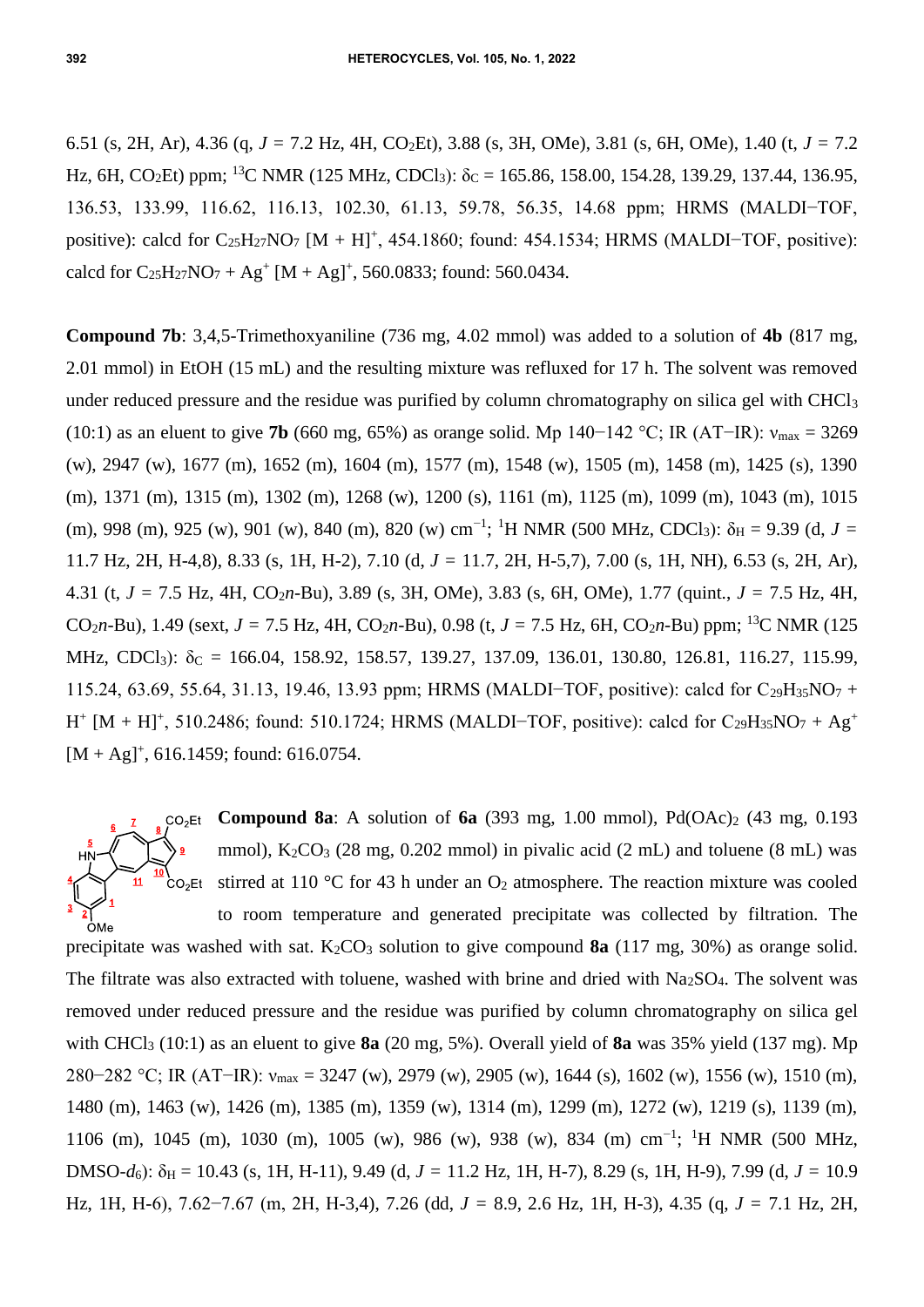6.51 (s, 2H, Ar), 4.36 (q, $J$ = 7.2 Hz, 4H, $CO_2Et$), 3.88 (s, 3H, OMe), 3.81 (s, 6H, OMe), 1.40 (t, $J$ = 7.2 Hz, 6H, $CO_2Et$) ppm; $^{13}C$ NMR (125 MHz, $CDCl_3$): $\delta_C$ = 165.86, 158.00, 154.28, 139.29, 137.44, 136.95, 136.53, 133.99, 116.62, 116.13, 102.30, 61.13, 59.78, 56.35, 14.68 ppm; HRMS (MALDI−TOF, positive): calcd for $C_{25}H_{27}NO_7$ $[M + H]^+$, 454.1860; found: 454.1534; HRMS (MALDI−TOF, positive): calcd for $C_{25}H_{27}NO_7 + Ag^+$ $[M + Ag]^+$, 560.0833; found: 560.0434.

**Compound 7b**: 3,4,5-Trimethoxyaniline (736 mg, 4.02 mmol) was added to a solution of **4b** (817 mg, 2.01 mmol) in EtOH (15 mL) and the resulting mixture was refluxed for 17 h. The solvent was removed under reduced pressure and the residue was purified by column chromatography on silica gel with $CHCl_3$ (10:1) as an eluent to give **7b** (660 mg, 65%) as orange solid. Mp 140−142 °C; IR (AT−IR): $\nu_{max}$ = 3269 (w), 2947 (w), 1677 (m), 1652 (m), 1604 (m), 1577 (m), 1548 (w), 1505 (m), 1458 (m), 1425 (s), 1390 (m), 1371 (m), 1315 (m), 1302 (m), 1268 (w), 1200 (s), 1161 (m), 1125 (m), 1099 (m), 1043 (m), 1015 (m), 998 (m), 925 (w), 901 (w), 840 (m), 820 (w) $cm^{-1}$; $^1H$ NMR (500 MHz, $CDCl_3$): $\delta_H$ = 9.39 (d, $J$ = 11.7 Hz, 2H, H-4,8), 8.33 (s, 1H, H-2), 7.10 (d, $J$ = 11.7, 2H, H-5,7), 7.00 (s, 1H, NH), 6.53 (s, 2H, Ar), 4.31 (t, $J$ = 7.5 Hz, 4H, $CO_2$*n*-Bu), 3.89 (s, 3H, OMe), 3.83 (s, 6H, OMe), 1.77 (quint., $J$ = 7.5 Hz, 4H, $CO_2$*n*-Bu), 1.49 (sext, $J$ = 7.5 Hz, 4H, $CO_2$*n*-Bu), 0.98 (t, $J$ = 7.5 Hz, 6H, $CO_2$*n*-Bu) ppm; $^{13}C$ NMR (125 MHz, $CDCl_3$): $\delta_C$ = 166.04, 158.92, 158.57, 139.27, 137.09, 136.01, 130.80, 126.81, 116.27, 115.99, 115.24, 63.69, 55.64, 31.13, 19.46, 13.93 ppm; HRMS (MALDI−TOF, positive): calcd for $C_{29}H_{35}NO_7 + H^+$ $[M + H]^+$, 510.2486; found: 510.1724; HRMS (MALDI−TOF, positive): calcd for $C_{29}H_{35}NO_7 + Ag^+$ $[M + Ag]^+$, 616.1459; found: 616.0754.

**Compound 8a**: A solution of **6a** (393 mg, 1.00 mmol), $Pd(OAc)_2$ (43 mg, 0.193 mmol), $K_2CO_3$ (28 mg, 0.202 mmol) in pivalic acid (2 mL) and toluene (8 mL) was stirred at 110 °C for 43 h under an $O_2$ atmosphere. The reaction mixture was cooled to room temperature and generated precipitate was collected by filtration. The precipitate was washed with sat. $K_2CO_3$ solution to give compound **8a** (117 mg, 30%) as orange solid. The filtrate was also extracted with toluene, washed with brine and dried with $Na_2SO_4$. The solvent was removed under reduced pressure and the residue was purified by column chromatography on silica gel with $CHCl_3$ (10:1) as an eluent to give **8a** (20 mg, 5%). Overall yield of **8a** was 35% yield (137 mg). Mp 280−282 °C; IR (AT−IR): $\nu_{max}$ = 3247 (w), 2979 (w), 2905 (w), 1644 (s), 1602 (w), 1556 (w), 1510 (m), 1480 (m), 1463 (w), 1426 (m), 1385 (m), 1359 (w), 1314 (m), 1299 (m), 1272 (w), 1219 (s), 1139 (m), 1106 (m), 1045 (m), 1030 (m), 1005 (w), 986 (w), 938 (w), 834 (m) $cm^{-1}$; $^1H$ NMR (500 MHz, DMSO-$d_6$): $\delta_H$ = 10.43 (s, 1H, H-11), 9.49 (d, $J$ = 11.2 Hz, 1H, H-7), 8.29 (s, 1H, H-9), 7.99 (d, $J$ = 10.9 Hz, 1H, H-6), 7.62−7.67 (m, 2H, H-3,4), 7.26 (dd, $J$ = 8.9, 2.6 Hz, 1H, H-3), 4.35 (q, $J$ = 7.1 Hz, 2H,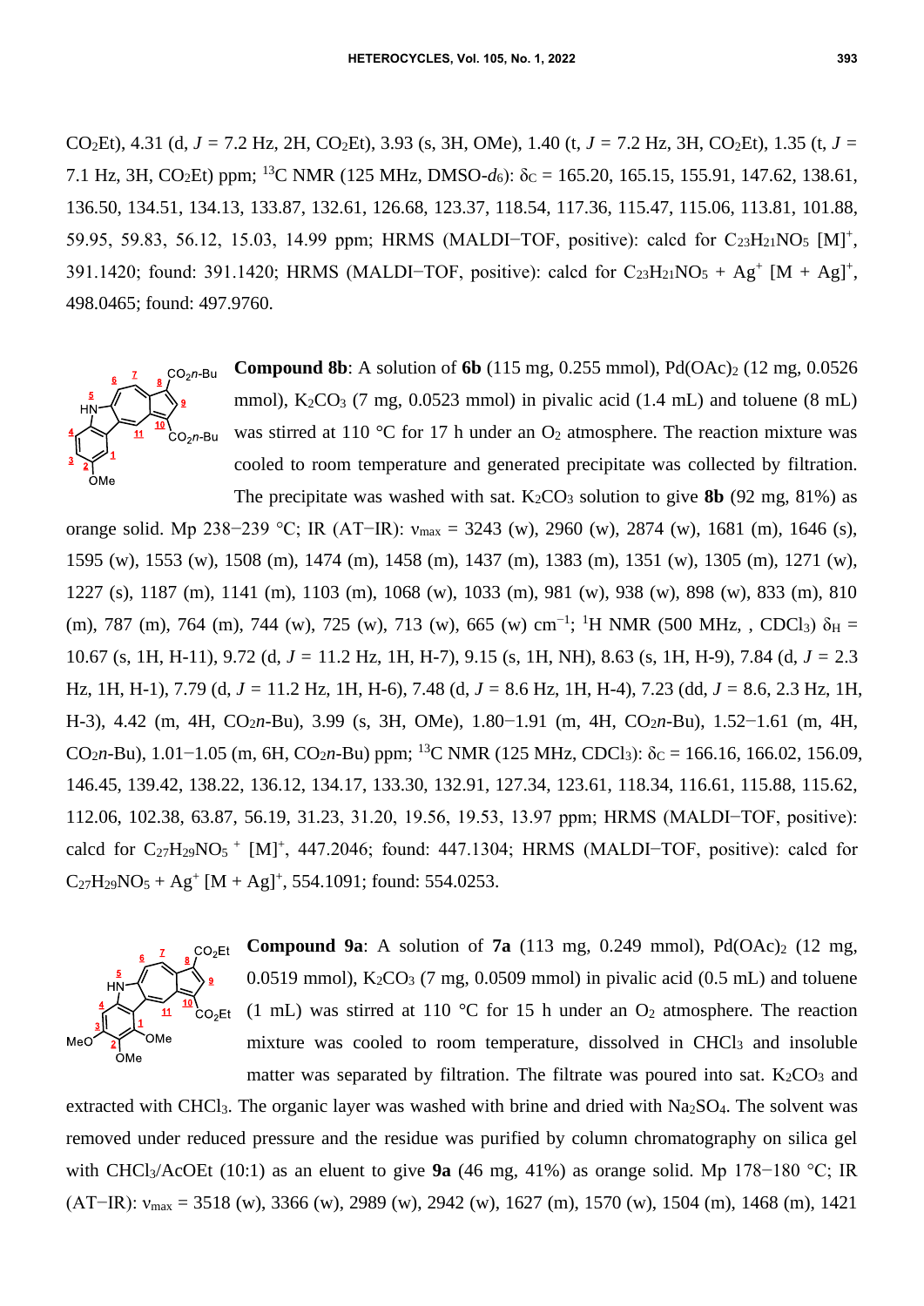CO$_2$Et), 4.31 (d, $J$ = 7.2 Hz, 2H, CO$_2$Et), 3.93 (s, 3H, OMe), 1.40 (t, $J$ = 7.2 Hz, 3H, CO$_2$Et), 1.35 (t, $J$ = 7.1 Hz, 3H, CO$_2$Et) ppm; $^{13}$C NMR (125 MHz, DMSO-$d_6$): $\delta_C$ = 165.20, 165.15, 155.91, 147.62, 138.61, 136.50, 134.51, 134.13, 133.87, 132.61, 126.68, 123.37, 118.54, 117.36, 115.47, 115.06, 113.81, 101.88, 59.95, 59.83, 56.12, 15.03, 14.99 ppm; HRMS (MALDI−TOF, positive): calcd for $C_{23}H_{21}NO_5$ [M]$^+$, 391.1420; found: 391.1420; HRMS (MALDI−TOF, positive): calcd for $C_{23}H_{21}NO_5$ + Ag$^+$ [M + Ag]$^+$, 498.0465; found: 497.9760.

**Compound 8b**: A solution of **6b** (115 mg, 0.255 mmol), Pd(OAc)$_2$ (12 mg, 0.0526 mmol), K$_2$CO$_3$ (7 mg, 0.0523 mmol) in pivalic acid (1.4 mL) and toluene (8 mL) was stirred at 110 °C for 17 h under an O$_2$ atmosphere. The reaction mixture was cooled to room temperature and generated precipitate was collected by filtration. The precipitate was washed with sat. K$_2$CO$_3$ solution to give **8b** (92 mg, 81%) as orange solid. Mp 238−239 °C; IR (AT−IR): $\nu_{max}$ = 3243 (w), 2960 (w), 2874 (w), 1681 (m), 1646 (s), 1595 (w), 1553 (w), 1508 (m), 1474 (m), 1458 (m), 1437 (m), 1383 (m), 1351 (w), 1305 (m), 1271 (w), 1227 (s), 1187 (m), 1141 (m), 1103 (m), 1068 (w), 1033 (m), 981 (w), 938 (w), 898 (w), 833 (m), 810 (m), 787 (m), 764 (m), 744 (w), 725 (w), 713 (w), 665 (w) cm$^{-1}$; $^1$H NMR (500 MHz, , CDCl$_3$) $\delta_H$ = 10.67 (s, 1H, H-11), 9.72 (d, $J$ = 11.2 Hz, 1H, H-7), 9.15 (s, 1H, NH), 8.63 (s, 1H, H-9), 7.84 (d, $J$ = 2.3 Hz, 1H, H-1), 7.79 (d, $J$ = 11.2 Hz, 1H, H-6), 7.48 (d, $J$ = 8.6 Hz, 1H, H-4), 7.23 (dd, $J$ = 8.6, 2.3 Hz, 1H, H-3), 4.42 (m, 4H, CO$_2$*n*-Bu), 3.99 (s, 3H, OMe), 1.80−1.91 (m, 4H, CO$_2$*n*-Bu), 1.52−1.61 (m, 4H, CO$_2$*n*-Bu), 1.01−1.05 (m, 6H, CO$_2$*n*-Bu) ppm; $^{13}$C NMR (125 MHz, CDCl$_3$): $\delta_C$ = 166.16, 166.02, 156.09, 146.45, 139.42, 138.22, 136.12, 134.17, 133.30, 132.91, 127.34, 123.61, 118.34, 116.61, 115.88, 115.62, 112.06, 102.38, 63.87, 56.19, 31.23, 31.20, 19.56, 19.53, 13.97 ppm; HRMS (MALDI−TOF, positive): calcd for $C_{27}H_{29}NO_5$ $^+$ [M]$^+$, 447.2046; found: 447.1304; HRMS (MALDI−TOF, positive): calcd for $C_{27}H_{29}NO_5$ + Ag$^+$ [M + Ag]$^+$, 554.1091; found: 554.0253.

**Compound 9a**: A solution of **7a** (113 mg, 0.249 mmol), Pd(OAc)$_2$ (12 mg, 0.0519 mmol), K$_2$CO$_3$ (7 mg, 0.0509 mmol) in pivalic acid (0.5 mL) and toluene (1 mL) was stirred at 110 °C for 15 h under an O$_2$ atmosphere. The reaction mixture was cooled to room temperature, dissolved in CHCl$_3$ and insoluble matter was separated by filtration. The filtrate was poured into sat. K$_2$CO$_3$ and extracted with CHCl$_3$. The organic layer was washed with brine and dried with Na$_2$SO$_4$. The solvent was removed under reduced pressure and the residue was purified by column chromatography on silica gel with CHCl$_3$/AcOEt (10:1) as an eluent to give **9a** (46 mg, 41%) as orange solid. Mp 178−180 °C; IR (AT−IR): $\nu_{max}$ = 3518 (w), 3366 (w), 2989 (w), 2942 (w), 1627 (m), 1570 (w), 1504 (m), 1468 (m), 1421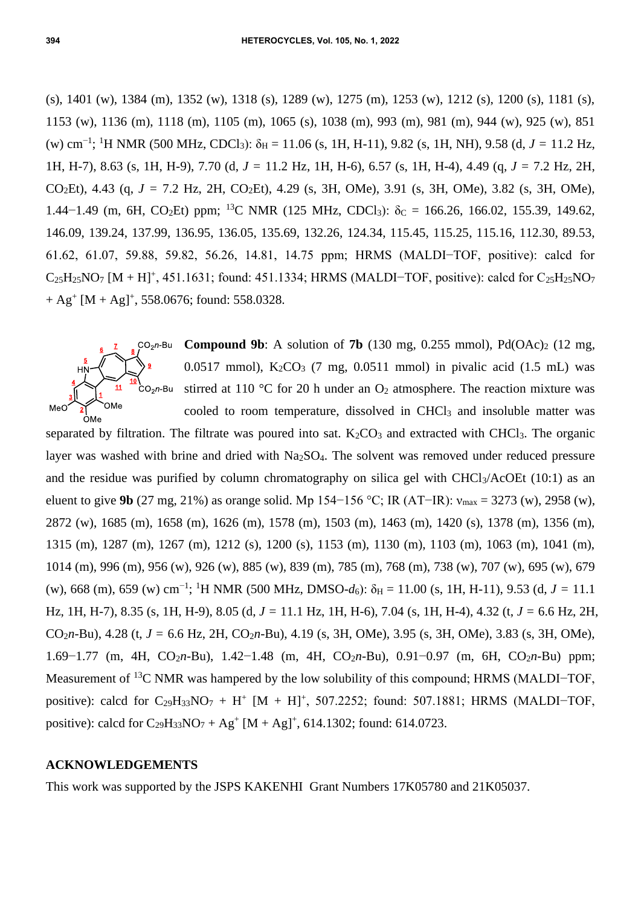(s), 1401 (w), 1384 (m), 1352 (w), 1318 (s), 1289 (w), 1275 (m), 1253 (w), 1212 (s), 1200 (s), 1181 (s), 1153 (w), 1136 (m), 1118 (m), 1105 (m), 1065 (s), 1038 (m), 993 (m), 981 (m), 944 (w), 925 (w), 851 (w) $cm^{-1}$; $^{1}H$ NMR (500 MHz, $CDCl_3$): $\delta_H$ = 11.06 (s, 1H, H-11), 9.82 (s, 1H, NH), 9.58 (d, $J$ = 11.2 Hz, 1H, H-7), 8.63 (s, 1H, H-9), 7.70 (d, $J$ = 11.2 Hz, 1H, H-6), 6.57 (s, 1H, H-4), 4.49 (q, $J$ = 7.2 Hz, 2H, $CO_2Et$), 4.43 (q, $J$ = 7.2 Hz, 2H, $CO_2Et$), 4.29 (s, 3H, OMe), 3.91 (s, 3H, OMe), 3.82 (s, 3H, OMe), 1.44−1.49 (m, 6H, $CO_2Et$) ppm; $^{13}C$ NMR (125 MHz, $CDCl_3$): $\delta_C$ = 166.26, 166.02, 155.39, 149.62, 146.09, 139.24, 137.99, 136.95, 136.05, 135.69, 132.26, 124.34, 115.45, 115.25, 115.16, 112.30, 89.53, 61.62, 61.07, 59.88, 59.82, 56.26, 14.81, 14.75 ppm; HRMS (MALDI−TOF, positive): calcd for $C_{25}H_{25}NO_7$ $[M + H]^+$, 451.1631; found: 451.1334; HRMS (MALDI−TOF, positive): calcd for $C_{25}H_{25}NO_7$ + $Ag^+$ $[M + Ag]^+$, 558.0676; found: 558.0328.

**Compound 9b**: A solution of **7b** (130 mg, 0.255 mmol), $Pd(OAc)_2$ (12 mg, 0.0517 mmol), $K_2CO_3$ (7 mg, 0.0511 mmol) in pivalic acid (1.5 mL) was stirred at 110 °C for 20 h under an $O_2$ atmosphere. The reaction mixture was cooled to room temperature, dissolved in $CHCl_3$ and insoluble matter was separated by filtration. The filtrate was poured into sat. $K_2CO_3$ and extracted with $CHCl_3$. The organic layer was washed with brine and dried with $Na_2SO_4$. The solvent was removed under reduced pressure and the residue was purified by column chromatography on silica gel with $CHCl_3$/AcOEt (10:1) as an eluent to give **9b** (27 mg, 21%) as orange solid. Mp 154−156 °C; IR (AT−IR): $\nu_{max}$ = 3273 (w), 2958 (w), 2872 (w), 1685 (m), 1658 (m), 1626 (m), 1578 (m), 1503 (m), 1463 (m), 1420 (s), 1378 (m), 1356 (m), 1315 (m), 1287 (m), 1267 (m), 1212 (s), 1200 (s), 1153 (m), 1130 (m), 1103 (m), 1063 (m), 1041 (m), 1014 (m), 996 (m), 956 (w), 926 (w), 885 (w), 839 (m), 785 (m), 768 (m), 738 (w), 707 (w), 695 (w), 679 (w), 668 (m), 659 (w) $cm^{-1}$; $^{1}H$ NMR (500 MHz, DMSO-$d_6$): $\delta_H$ = 11.00 (s, 1H, H-11), 9.53 (d, $J$ = 11.1 Hz, 1H, H-7), 8.35 (s, 1H, H-9), 8.05 (d, $J$ = 11.1 Hz, 1H, H-6), 7.04 (s, 1H, H-4), 4.32 (t, $J$ = 6.6 Hz, 2H, $CO_2n$-Bu), 4.28 (t, $J$ = 6.6 Hz, 2H, $CO_2n$-Bu), 4.19 (s, 3H, OMe), 3.95 (s, 3H, OMe), 3.83 (s, 3H, OMe), 1.69−1.77 (m, 4H, $CO_2n$-Bu), 1.42−1.48 (m, 4H, $CO_2n$-Bu), 0.91−0.97 (m, 6H, $CO_2n$-Bu) ppm; Measurement of $^{13}C$ NMR was hampered by the low solubility of this compound; HRMS (MALDI−TOF, positive): calcd for $C_{29}H_{33}NO_7$ + $H^+$ $[M + H]^+$, 507.2252; found: 507.1881; HRMS (MALDI−TOF, positive): calcd for $C_{29}H_{33}NO_7$ + $Ag^+$ $[M + Ag]^+$, 614.1302; found: 614.0723.

## ACKNOWLEDGEMENTS

This work was supported by the JSPS KAKENHI Grant Numbers 17K05780 and 21K05037.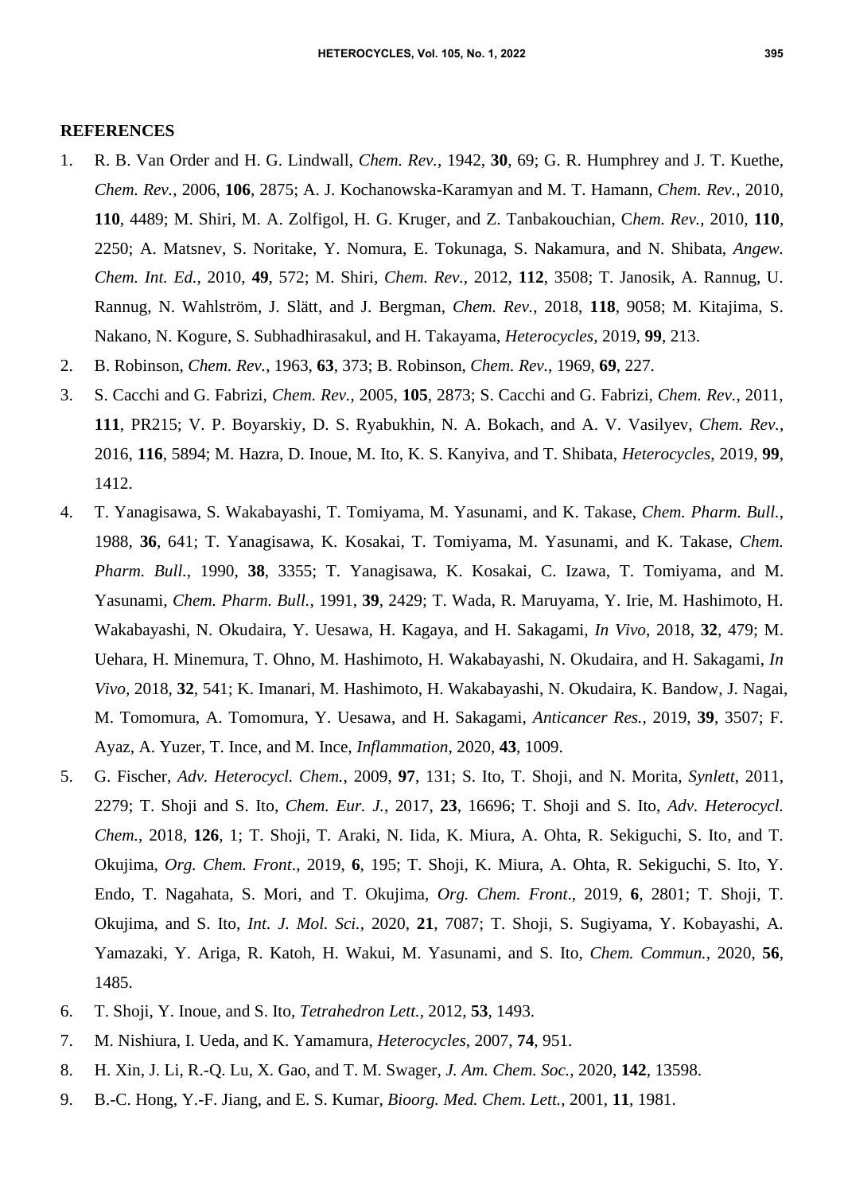## REFERENCES

1. R. B. Van Order and H. G. Lindwall, *Chem. Rev.*, 1942, **30**, 69; G. R. Humphrey and J. T. Kuethe, *Chem. Rev.*, 2006, **106**, 2875; A. J. Kochanowska-Karamyan and M. T. Hamann, *Chem. Rev.*, 2010, **110**, 4489; M. Shiri, M. A. Zolfigol, H. G. Kruger, and Z. Tanbakouchian, *Chem. Rev.*, 2010, **110**, 2250; A. Matsnev, S. Noritake, Y. Nomura, E. Tokunaga, S. Nakamura, and N. Shibata, *Angew. Chem. Int. Ed.*, 2010, **49**, 572; M. Shiri, *Chem. Rev.*, 2012, **112**, 3508; T. Janosik, A. Rannug, U. Rannug, N. Wahlström, J. Slätt, and J. Bergman, *Chem. Rev.*, 2018, **118**, 9058; M. Kitajima, S. Nakano, N. Kogure, S. Subhadhirasakul, and H. Takayama, *Heterocycles*, 2019, **99**, 213.
2. B. Robinson, *Chem. Rev.*, 1963, **63**, 373; B. Robinson, *Chem. Rev.*, 1969, **69**, 227.
3. S. Cacchi and G. Fabrizi, *Chem. Rev.*, 2005, **105**, 2873; S. Cacchi and G. Fabrizi, *Chem. Rev.*, 2011, **111**, PR215; V. P. Boyarskiy, D. S. Ryabukhin, N. A. Bokach, and A. V. Vasilyev, *Chem. Rev.*, 2016, **116**, 5894; M. Hazra, D. Inoue, M. Ito, K. S. Kanyiva, and T. Shibata, *Heterocycles*, 2019, **99**, 1412.
4. T. Yanagisawa, S. Wakabayashi, T. Tomiyama, M. Yasunami, and K. Takase, *Chem. Pharm. Bull.*, 1988, **36**, 641; T. Yanagisawa, K. Kosakai, T. Tomiyama, M. Yasunami, and K. Takase, *Chem. Pharm. Bull.*, 1990, **38**, 3355; T. Yanagisawa, K. Kosakai, C. Izawa, T. Tomiyama, and M. Yasunami, *Chem. Pharm. Bull.*, 1991, **39**, 2429; T. Wada, R. Maruyama, Y. Irie, M. Hashimoto, H. Wakabayashi, N. Okudaira, Y. Uesawa, H. Kagaya, and H. Sakagami, *In Vivo*, 2018, **32**, 479; M. Uehara, H. Minemura, T. Ohno, M. Hashimoto, H. Wakabayashi, N. Okudaira, and H. Sakagami, *In Vivo*, 2018, **32**, 541; K. Imanari, M. Hashimoto, H. Wakabayashi, N. Okudaira, K. Bandow, J. Nagai, M. Tomomura, A. Tomomura, Y. Uesawa, and H. Sakagami, *Anticancer Res.*, 2019, **39**, 3507; F. Ayaz, A. Yuzer, T. Ince, and M. Ince, *Inflammation*, 2020, **43**, 1009.
5. G. Fischer, *Adv. Heterocycl. Chem.*, 2009, **97**, 131; S. Ito, T. Shoji, and N. Morita, *Synlett*, 2011, 2279; T. Shoji and S. Ito, *Chem. Eur. J.*, 2017, **23**, 16696; T. Shoji and S. Ito, *Adv. Heterocycl. Chem.*, 2018, **126**, 1; T. Shoji, T. Araki, N. Iida, K. Miura, A. Ohta, R. Sekiguchi, S. Ito, and T. Okujima, *Org. Chem. Front*., 2019, **6**, 195; T. Shoji, K. Miura, A. Ohta, R. Sekiguchi, S. Ito, Y. Endo, T. Nagahata, S. Mori, and T. Okujima, *Org. Chem. Front*., 2019, **6**, 2801; T. Shoji, T. Okujima, and S. Ito, *Int. J. Mol. Sci.*, 2020, **21**, 7087; T. Shoji, S. Sugiyama, Y. Kobayashi, A. Yamazaki, Y. Ariga, R. Katoh, H. Wakui, M. Yasunami, and S. Ito, *Chem. Commun.*, 2020, **56**, 1485.
6. T. Shoji, Y. Inoue, and S. Ito, *Tetrahedron Lett.*, 2012, **53**, 1493.
7. M. Nishiura, I. Ueda, and K. Yamamura, *Heterocycles*, 2007, **74**, 951.
8. H. Xin, J. Li, R.-Q. Lu, X. Gao, and T. M. Swager, *J. Am. Chem. Soc.*, 2020, **142**, 13598.
9. B.-C. Hong, Y.-F. Jiang, and E. S. Kumar, *Bioorg. Med. Chem. Lett.*, 2001, **11**, 1981.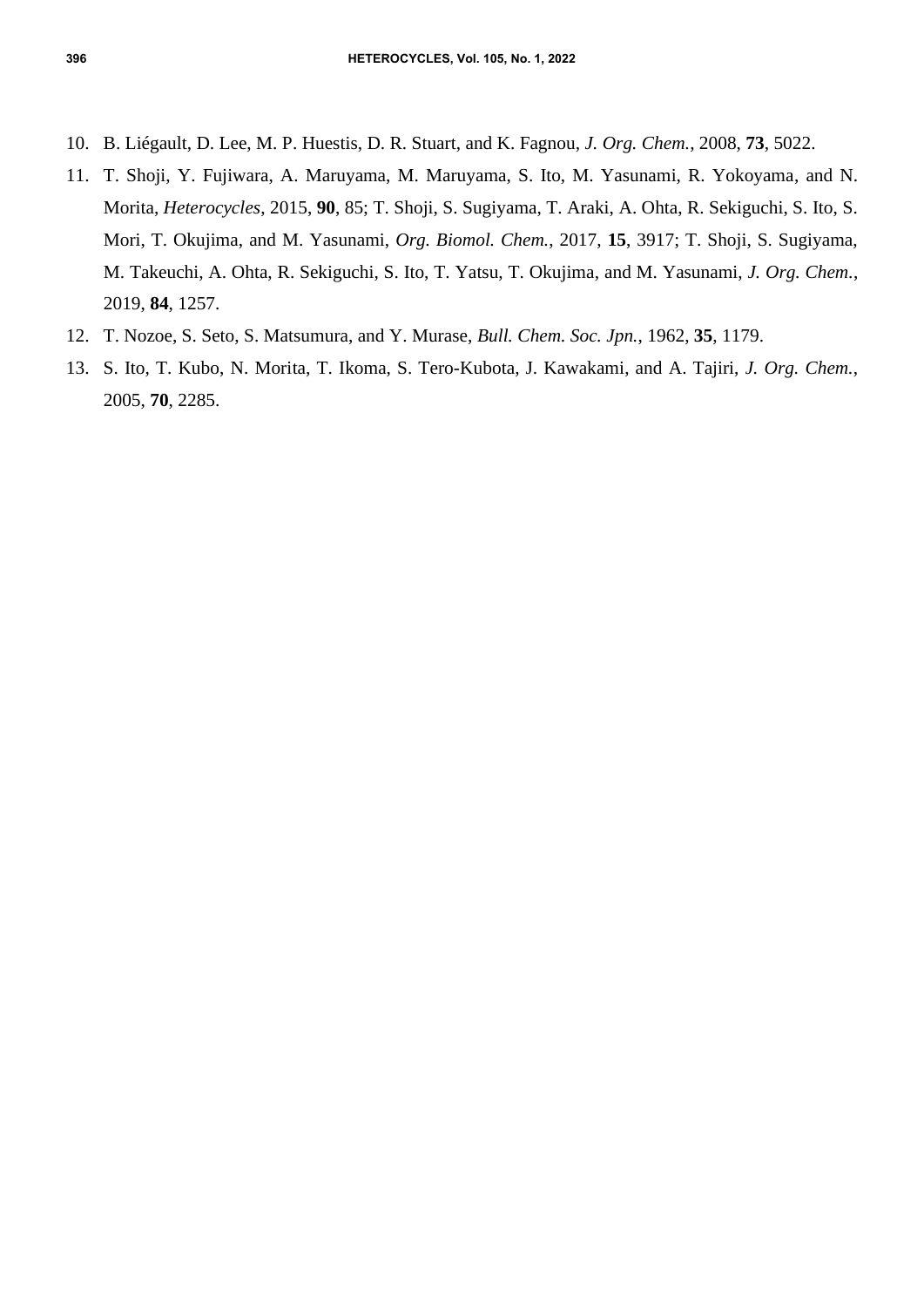10. B. Liégault, D. Lee, M. P. Huestis, D. R. Stuart, and K. Fagnou, *J. Org. Chem.*, 2008, **73**, 5022.
11. T. Shoji, Y. Fujiwara, A. Maruyama, M. Maruyama, S. Ito, M. Yasunami, R. Yokoyama, and N. Morita, *Heterocycles*, 2015, **90**, 85; T. Shoji, S. Sugiyama, T. Araki, A. Ohta, R. Sekiguchi, S. Ito, S. Mori, T. Okujima, and M. Yasunami, *Org. Biomol. Chem.*, 2017, **15**, 3917; T. Shoji, S. Sugiyama, M. Takeuchi, A. Ohta, R. Sekiguchi, S. Ito, T. Yatsu, T. Okujima, and M. Yasunami, *J. Org. Chem.*, 2019, **84**, 1257.
12. T. Nozoe, S. Seto, S. Matsumura, and Y. Murase, *Bull. Chem. Soc. Jpn.*, 1962, **35**, 1179.
13. S. Ito, T. Kubo, N. Morita, T. Ikoma, S. Tero-Kubota, J. Kawakami, and A. Tajiri, *J. Org. Chem.*, 2005, **70**, 2285.